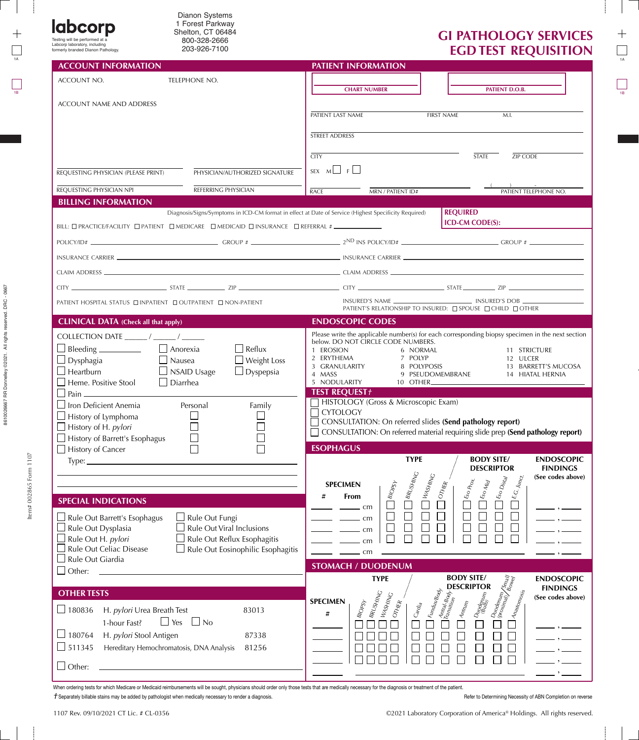labcorp

Testing will be performed at a Labcorp laboratory, including formerly branded Dianon Pathology.

Dianon Systems
1 Forest Parkway
Shelton, CT 06484
800-328-2666
203-926-7100

# GI PATHOLOGY SERVICES
# EGD TEST REQUISITION

## ACCOUNT INFORMATION

ACCOUNT NO. TELEPHONE NO.

ACCOUNT NAME AND ADDRESS

REQUESTING PHYSICIAN (PLEASE PRINT) PHYSICIAN/AUTHORIZED SIGNATURE

REQUESTING PHYSICIAN NPI REFERRING PHYSICIAN

## PATIENT INFORMATION

CHART NUMBER PATIENT D.O.B.

PATIENT LAST NAME FIRST NAME M.I.

STREET ADDRESS

CITY STATE ZIP CODE

SEX M ☐ F ☐

RACE MRN / PATIENT ID# ( ) - PATIENT TELEPHONE NO.

## BILLING INFORMATION

Diagnosis/Signs/Symptoms in ICD-CM format in effect at Date of Service (Highest Specificity Required)

**REQUIRED ICD-CM CODE(S):**

BILL: ☐ PRACTICE/FACILITY ☐ PATIENT ☐ MEDICARE ☐ MEDICAID ☐ INSURANCE ☐ REFERRAL # ______

POLICY/ID# ______ GROUP # ______ 2ND INS POLICY/ID# ______ GROUP # ______

INSURANCE CARRIER ______ INSURANCE CARRIER ______

CLAIM ADDRESS ______ CLAIM ADDRESS ______

CITY ______ STATE ______ ZIP ______ CITY ______ STATE ______ ZIP ______

PATIENT HOSPITAL STATUS ☐ INPATIENT ☐ OUTPATIENT ☐ NON-PATIENT

INSURED'S NAME ______ INSURED'S DOB ______
PATIENT'S RELATIONSHIP TO INSURED: ☐ SPOUSE ☐ CHILD ☐ OTHER

## CLINICAL DATA (Check all that apply)

COLLECTION DATE ______ / ______ / ______

- ☐ Bleeding ______
- ☐ Dysphagia
- ☐ Heartburn
- ☐ Heme. Positive Stool
- ☐ Anorexia
- ☐ Nausea
- ☐ NSAID Usage
- ☐ Diarrhea
- ☐ Reflux
- ☐ Weight Loss
- ☐ Dyspepsia
- ☐ Pain ______
- ☐ Iron Deficient Anemia

| | Personal | Family |
|---|---|---|
| ☐ History of Lymphoma | ☐ | ☐ |
| ☐ History of H. *pylori* | ☐ | ☐ |
| ☐ History of Barrett's Esophagus | ☐ | ☐ |
| ☐ History of Cancer | ☐ | ☐ |

Type: ______

## SPECIAL INDICATIONS

- ☐ Rule Out Barrett's Esophagus
- ☐ Rule Out Dysplasia
- ☐ Rule Out H. *pylori*
- ☐ Rule Out Celiac Disease
- ☐ Rule Out Giardia
- ☐ Rule Out Fungi
- ☐ Rule Out Viral Inclusions
- ☐ Rule Out Reflux Esophagitis
- ☐ Rule Out Eosinophilic Esophagitis
- ☐ Other: ______

## OTHER TESTS

| | | |
|---|---|---|
| ☐ 180836 | H. *pylori* Urea Breath Test<br>1-hour Fast? ☐ Yes ☐ No | 83013 |
| ☐ 180764 | H. *pylori* Stool Antigen | 87338 |
| ☐ 511345 | Hereditary Hemochromatosis, DNA Analysis | 81256 |

☐ Other: ______

## ENDOSCOPIC CODES

Please write the applicable number(s) for each corresponding biopsy specimen in the next section below. DO NOT CIRCLE CODE NUMBERS.

| | | |
|---|---|---|
| 1 EROSION | 6 NORMAL | 11 STRICTURE |
| 2 ERYTHEMA | 7 POLYP | 12 ULCER |
| 3 GRANULARITY | 8 POLYPOSIS | 13 BARRETT'S MUCOSA |
| 4 MASS | 9 PSEUDOMEMBRANE | 14 HIATAL HERNIA |
| 5 NODULARITY | 10 OTHER ______ | |

## TEST REQUEST†

- ☐ HISTOLOGY (Gross & Microscopic Exam)
- ☐ CYTOLOGY
- ☐ CONSULTATION: On referred slides **(Send pathology report)**
- ☐ CONSULTATION: On referred material requiring slide prep **(Send pathology report)**

## ESOPHAGUS

| SPECIMEN # | From | TYPE: BIOPSY | BRUSHING | WASHING | OTHER | BODY SITE/DESCRIPTOR: Eso Prox. | Eso Mid | Eso Distal | E.G. Junct. | ENDOSCOPIC FINDINGS (See codes above) |
|---|---|---|---|---|---|---|---|---|---|---|
| ____ | ____ cm | ☐ | ☐ | ☐ | ☐ | ☐ | ☐ | ☐ | ☐ | ____ , ____ |
| ____ | ____ cm | ☐ | ☐ | ☐ | ☐ | ☐ | ☐ | ☐ | ☐ | ____ , ____ |
| ____ | ____ cm | ☐ | ☐ | ☐ | ☐ | ☐ | ☐ | ☐ | ☐ | ____ , ____ |
| ____ | ____ cm | ☐ | ☐ | ☐ | ☐ | ☐ | ☐ | ☐ | ☐ | ____ , ____ |
| ____ | ____ cm | | | | | | | | | ____ , ____ |

## STOMACH / DUODENUM

| SPECIMEN # | TYPE: BIOPSY | BRUSHING | WASHING | OTHER | BODY SITE/DESCRIPTOR: Cardia | Fundus/Body | Antral-Body Transition | Antrum | Duodenum (Bulb) | Duodenum (proximal)/Small Bowel | Anastomosis | ENDOSCOPIC FINDINGS (See codes above) |
|---|---|---|---|---|---|---|---|---|---|---|---|---|
| ____ | ☐ | ☐ | ☐ | ☐ | ☐ | ☐ | ☐ | ☐ | ☐ | ☐ | ☐ | ____ , ____ |
| ____ | ☐ | ☐ | ☐ | ☐ | ☐ | ☐ | ☐ | ☐ | ☐ | ☐ | ☐ | ____ , ____ |
| ____ | ☐ | ☐ | ☐ | ☐ | ☐ | ☐ | ☐ | ☐ | ☐ | ☐ | ☐ | ____ , ____ |
| ____ | ☐ | ☐ | ☐ | ☐ | ☐ | ☐ | ☐ | ☐ | ☐ | ☐ | ☐ | ____ , ____ |
| ____ | | | | | | | | | | | | ____ , ____ |

When ordering tests for which Medicare or Medicaid reimbursements will be sought, physicians should order only those tests that are medically necessary for the diagnosis or treatment of the patient.

† Separately billable stains may be added by pathologist when medically necessary to render a diagnosis.

Refer to Determining Necessity of ABN Completion on reverse

1107 Rev. 09/10/2021 CT Lic. # CL-0356

©2021 Laboratory Corporation of America® Holdings. All rights reserved.

Item# 002865 Form 1107

8610026667 RR Donnelley ©2021. All rights reserved. DRC - 0667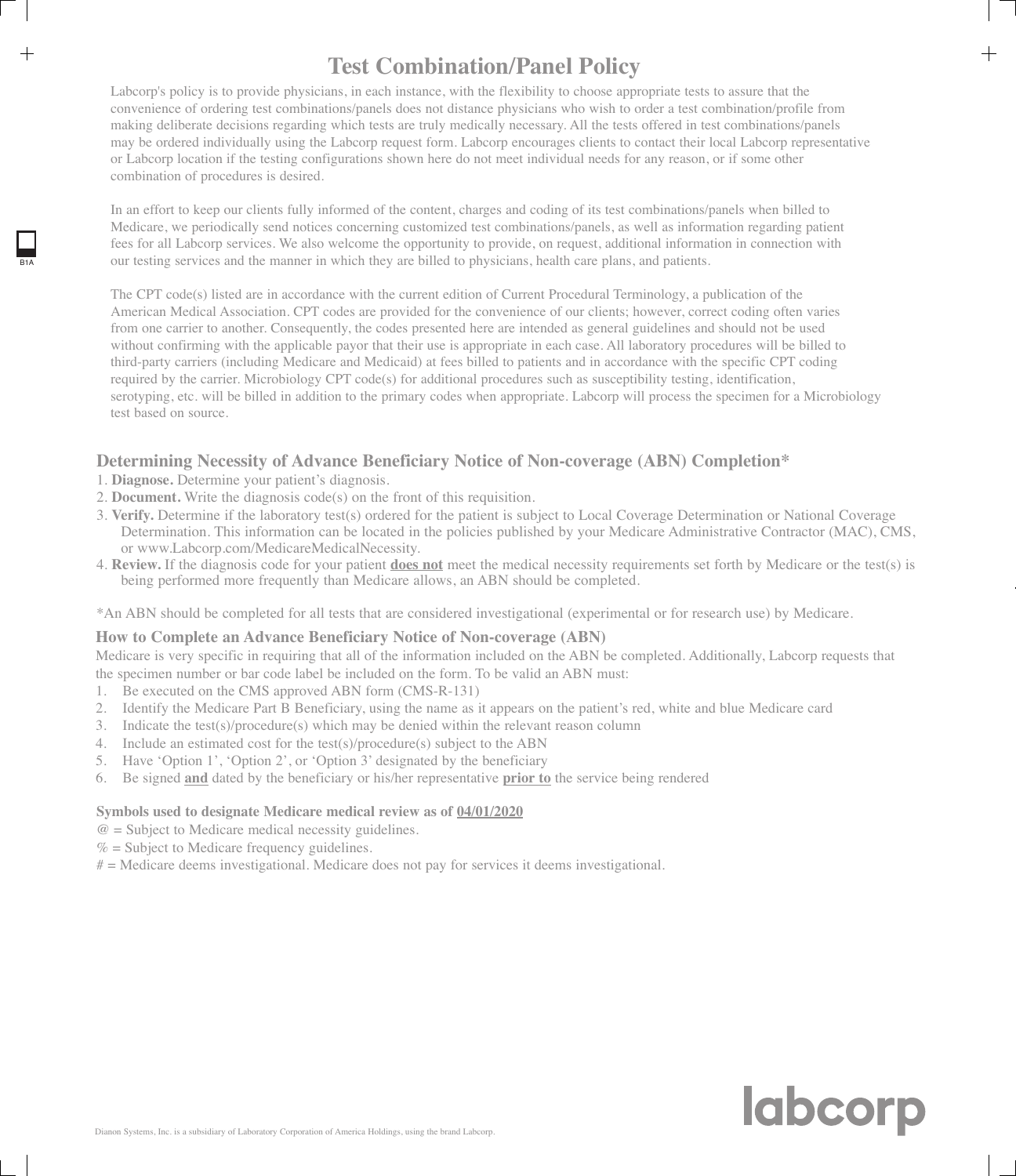# Test Combination/Panel Policy

Labcorp's policy is to provide physicians, in each instance, with the flexibility to choose appropriate tests to assure that the convenience of ordering test combinations/panels does not distance physicians who wish to order a test combination/profile from making deliberate decisions regarding which tests are truly medically necessary. All the tests offered in test combinations/panels may be ordered individually using the Labcorp request form. Labcorp encourages clients to contact their local Labcorp representative or Labcorp location if the testing configurations shown here do not meet individual needs for any reason, or if some other combination of procedures is desired.

In an effort to keep our clients fully informed of the content, charges and coding of its test combinations/panels when billed to Medicare, we periodically send notices concerning customized test combinations/panels, as well as information regarding patient fees for all Labcorp services. We also welcome the opportunity to provide, on request, additional information in connection with our testing services and the manner in which they are billed to physicians, health care plans, and patients.

The CPT code(s) listed are in accordance with the current edition of Current Procedural Terminology, a publication of the American Medical Association. CPT codes are provided for the convenience of our clients; however, correct coding often varies from one carrier to another. Consequently, the codes presented here are intended as general guidelines and should not be used without confirming with the applicable payor that their use is appropriate in each case. All laboratory procedures will be billed to third-party carriers (including Medicare and Medicaid) at fees billed to patients and in accordance with the specific CPT coding required by the carrier. Microbiology CPT code(s) for additional procedures such as susceptibility testing, identification, serotyping, etc. will be billed in addition to the primary codes when appropriate. Labcorp will process the specimen for a Microbiology test based on source.

### Determining Necessity of Advance Beneficiary Notice of Non-coverage (ABN) Completion*

1. **Diagnose.** Determine your patient's diagnosis.
2. **Document.** Write the diagnosis code(s) on the front of this requisition.
3. **Verify.** Determine if the laboratory test(s) ordered for the patient is subject to Local Coverage Determination or National Coverage Determination. This information can be located in the policies published by your Medicare Administrative Contractor (MAC), CMS, or www.Labcorp.com/MedicareMedicalNecessity.
4. **Review.** If the diagnosis code for your patient **does not** meet the medical necessity requirements set forth by Medicare or the test(s) is being performed more frequently than Medicare allows, an ABN should be completed.

*An ABN should be completed for all tests that are considered investigational (experimental or for research use) by Medicare.

### How to Complete an Advance Beneficiary Notice of Non-coverage (ABN)

Medicare is very specific in requiring that all of the information included on the ABN be completed. Additionally, Labcorp requests that the specimen number or bar code label be included on the form. To be valid an ABN must:

1. Be executed on the CMS approved ABN form (CMS-R-131)
2. Identify the Medicare Part B Beneficiary, using the name as it appears on the patient's red, white and blue Medicare card
3. Indicate the test(s)/procedure(s) which may be denied within the relevant reason column
4. Include an estimated cost for the test(s)/procedure(s) subject to the ABN
5. Have 'Option 1', 'Option 2', or 'Option 3' designated by the beneficiary
6. Be signed **and** dated by the beneficiary or his/her representative **prior to** the service being rendered

**Symbols used to designate Medicare medical review as of 04/01/2020**

@ = Subject to Medicare medical necessity guidelines.

% = Subject to Medicare frequency guidelines.

# = Medicare deems investigational. Medicare does not pay for services it deems investigational.

Dianon Systems, Inc. is a subsidiary of Laboratory Corporation of America Holdings, using the brand Labcorp.